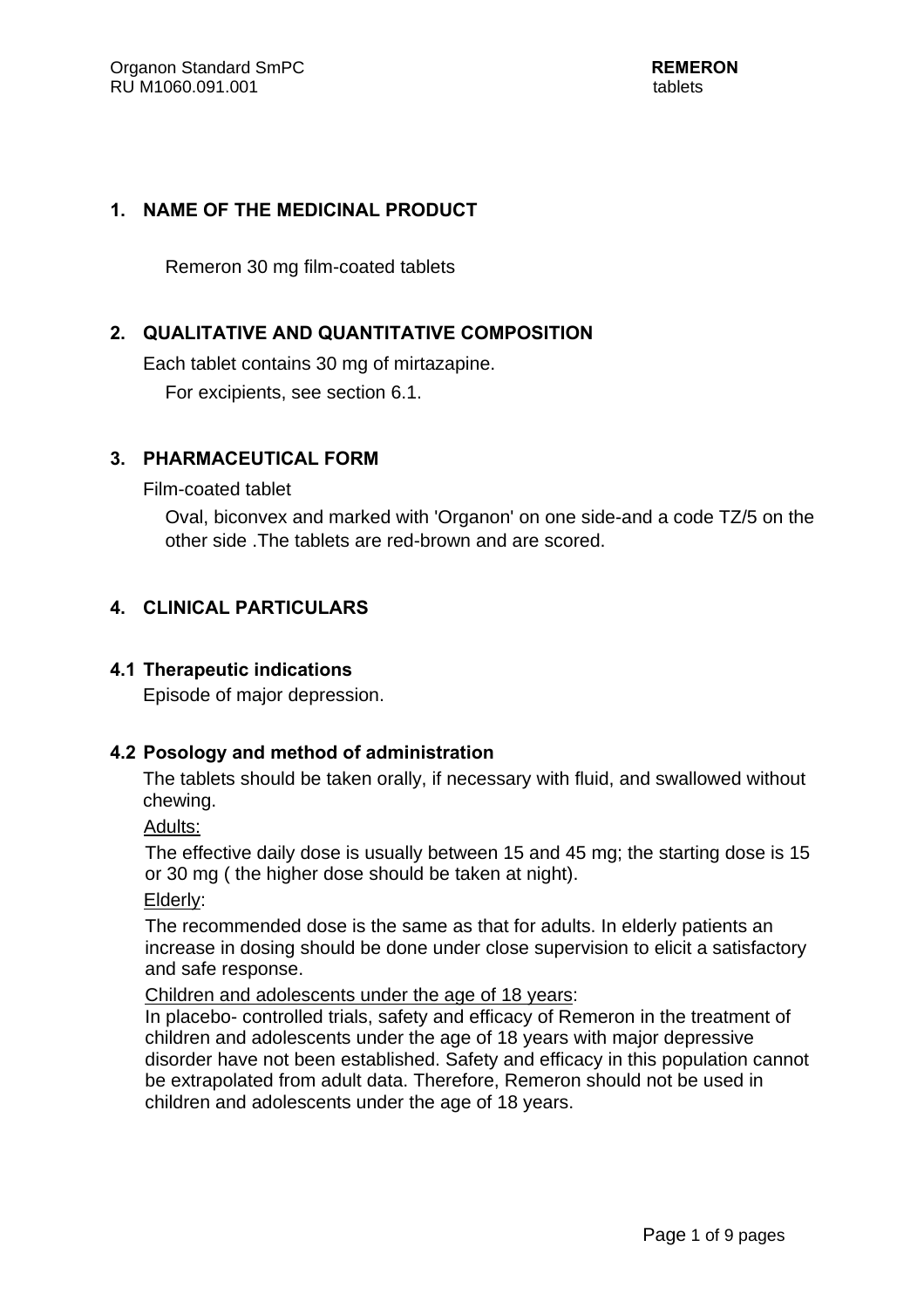## 1. NAME OF THE MEDICINAL PRODUCT

Remeron 30 mg film-coated tablets

## 2. QUALITATIVE AND QUANTITATIVE COMPOSITION

Each tablet contains 30 mg of mirtazapine.

For excipients, see section 6.1.

## 3. PHARMACEUTICAL FORM

Film-coated tablet

Oval, biconvex and marked with 'Organon' on one side-and a code TZ/5 on the other side .The tablets are red-brown and are scored.

## 4. CLINICAL PARTICULARS

### 4.1 Therapeutic indications

Episode of major depression.

### 4.2 Posology and method of administration

The tablets should be taken orally, if necessary with fluid, and swallowed without chewing.

Adults:

The effective daily dose is usually between 15 and 45 mg; the starting dose is 15 or 30 mg ( the higher dose should be taken at night).

Elderly:

The recommended dose is the same as that for adults. In elderly patients an increase in dosing should be done under close supervision to elicit a satisfactory and safe response.

Children and adolescents under the age of 18 years:

In placebo- controlled trials, safety and efficacy of Remeron in the treatment of children and adolescents under the age of 18 years with major depressive disorder have not been established. Safety and efficacy in this population cannot be extrapolated from adult data. Therefore, Remeron should not be used in children and adolescents under the age of 18 years.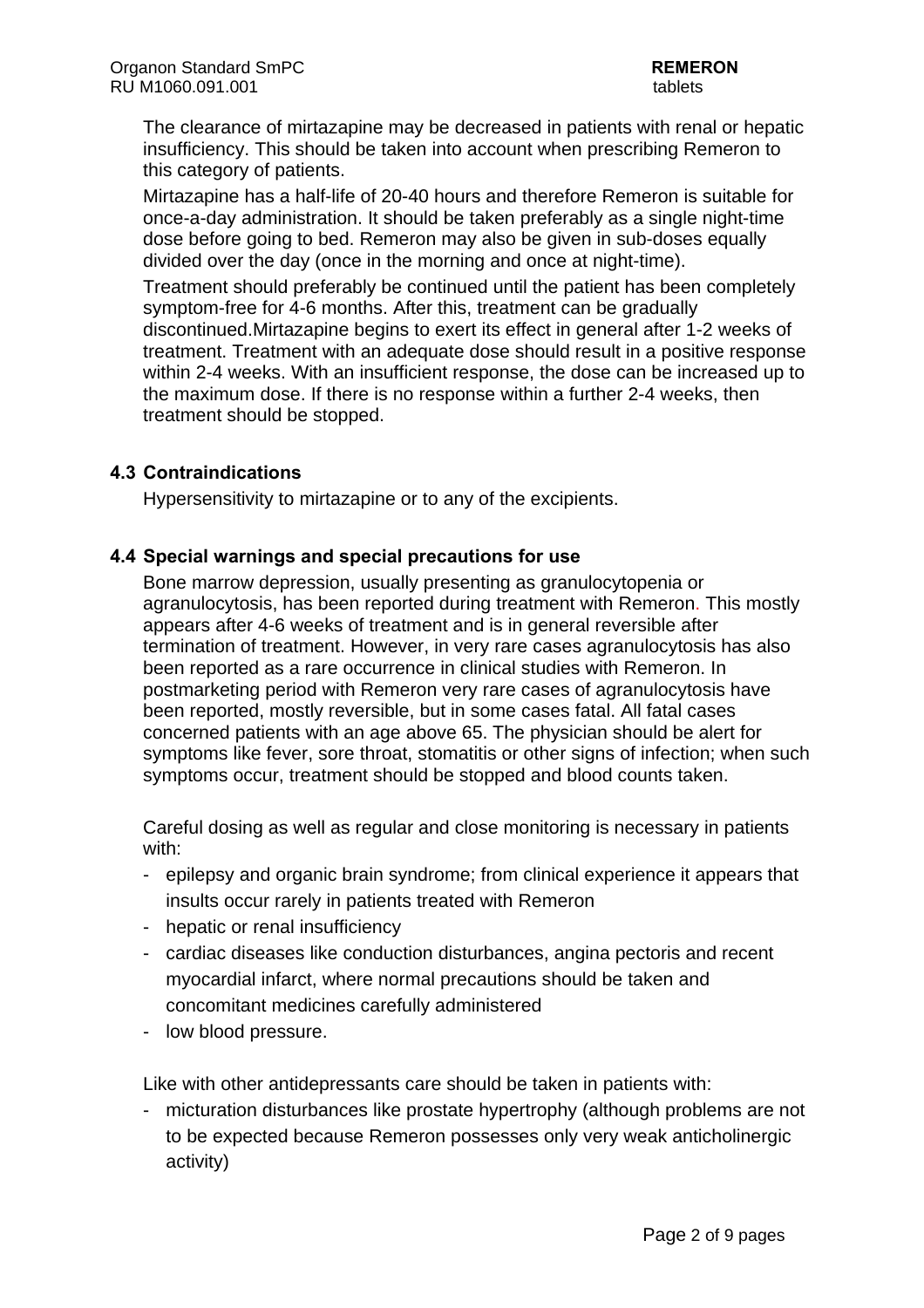The clearance of mirtazapine may be decreased in patients with renal or hepatic insufficiency. This should be taken into account when prescribing Remeron to this category of patients.

Mirtazapine has a half-life of 20-40 hours and therefore Remeron is suitable for once-a-day administration. It should be taken preferably as a single night-time dose before going to bed. Remeron may also be given in sub-doses equally divided over the day (once in the morning and once at night-time).

Treatment should preferably be continued until the patient has been completely symptom-free for 4-6 months. After this, treatment can be gradually discontinued.Mirtazapine begins to exert its effect in general after 1-2 weeks of treatment. Treatment with an adequate dose should result in a positive response within 2-4 weeks. With an insufficient response, the dose can be increased up to the maximum dose. If there is no response within a further 2-4 weeks, then treatment should be stopped.

## 4.3 Contraindications

Hypersensitivity to mirtazapine or to any of the excipients.

## 4.4 Special warnings and special precautions for use

Bone marrow depression, usually presenting as granulocytopenia or agranulocytosis, has been reported during treatment with Remeron. This mostly appears after 4-6 weeks of treatment and is in general reversible after termination of treatment. However, in very rare cases agranulocytosis has also been reported as a rare occurrence in clinical studies with Remeron. In postmarketing period with Remeron very rare cases of agranulocytosis have been reported, mostly reversible, but in some cases fatal. All fatal cases concerned patients with an age above 65. The physician should be alert for symptoms like fever, sore throat, stomatitis or other signs of infection; when such symptoms occur, treatment should be stopped and blood counts taken.

Careful dosing as well as regular and close monitoring is necessary in patients with:

- epilepsy and organic brain syndrome; from clinical experience it appears that insults occur rarely in patients treated with Remeron
- hepatic or renal insufficiency
- cardiac diseases like conduction disturbances, angina pectoris and recent myocardial infarct, where normal precautions should be taken and concomitant medicines carefully administered
- low blood pressure.

Like with other antidepressants care should be taken in patients with:

- micturation disturbances like prostate hypertrophy (although problems are not to be expected because Remeron possesses only very weak anticholinergic activity)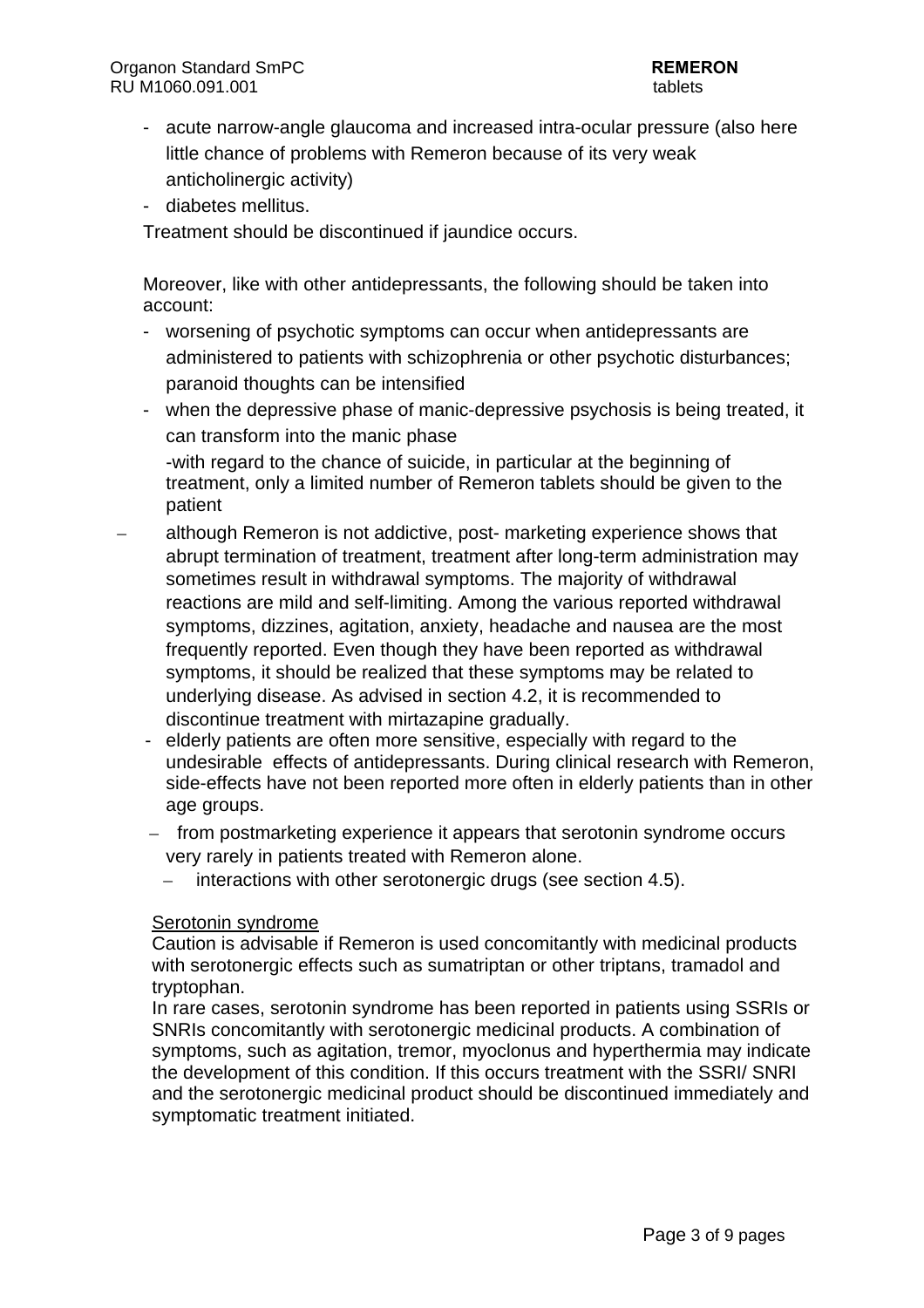- acute narrow-angle glaucoma and increased intra-ocular pressure (also here little chance of problems with Remeron because of its very weak anticholinergic activity)
- diabetes mellitus.

Treatment should be discontinued if jaundice occurs.

Moreover, like with other antidepressants, the following should be taken into account:

- worsening of psychotic symptoms can occur when antidepressants are administered to patients with schizophrenia or other psychotic disturbances; paranoid thoughts can be intensified
- when the depressive phase of manic-depressive psychosis is being treated, it can transform into the manic phase
- with regard to the chance of suicide, in particular at the beginning of treatment, only a limited number of Remeron tablets should be given to the patient
- although Remeron is not addictive, post- marketing experience shows that abrupt termination of treatment, treatment after long-term administration may sometimes result in withdrawal symptoms. The majority of withdrawal reactions are mild and self-limiting. Among the various reported withdrawal symptoms, dizzines, agitation, anxiety, headache and nausea are the most frequently reported. Even though they have been reported as withdrawal symptoms, it should be realized that these symptoms may be related to underlying disease. As advised in section 4.2, it is recommended to discontinue treatment with mirtazapine gradually.
- elderly patients are often more sensitive, especially with regard to the undesirable effects of antidepressants. During clinical research with Remeron, side-effects have not been reported more often in elderly patients than in other age groups.
- from postmarketing experience it appears that serotonin syndrome occurs very rarely in patients treated with Remeron alone.
  - interactions with other serotonergic drugs (see section 4.5).

Serotonin syndrome

Caution is advisable if Remeron is used concomitantly with medicinal products with serotonergic effects such as sumatriptan or other triptans, tramadol and tryptophan.

In rare cases, serotonin syndrome has been reported in patients using SSRIs or SNRIs concomitantly with serotonergic medicinal products. A combination of symptoms, such as agitation, tremor, myoclonus and hyperthermia may indicate the development of this condition. If this occurs treatment with the SSRI/ SNRI and the serotonergic medicinal product should be discontinued immediately and symptomatic treatment initiated.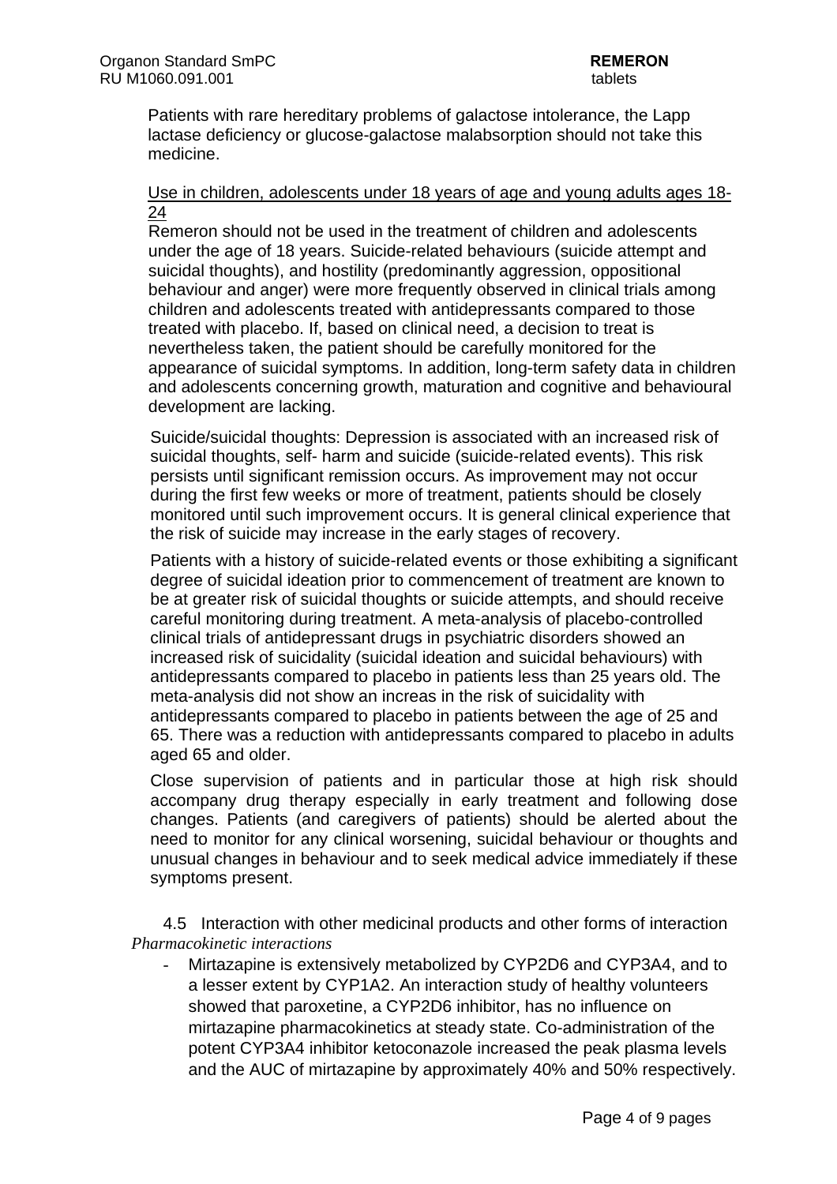Patients with rare hereditary problems of galactose intolerance, the Lapp lactase deficiency or glucose-galactose malabsorption should not take this medicine.

Use in children, adolescents under 18 years of age and young adults ages 18-24

Remeron should not be used in the treatment of children and adolescents under the age of 18 years. Suicide-related behaviours (suicide attempt and suicidal thoughts), and hostility (predominantly aggression, oppositional behaviour and anger) were more frequently observed in clinical trials among children and adolescents treated with antidepressants compared to those treated with placebo. If, based on clinical need, a decision to treat is nevertheless taken, the patient should be carefully monitored for the appearance of suicidal symptoms. In addition, long-term safety data in children and adolescents concerning growth, maturation and cognitive and behavioural development are lacking.

Suicide/suicidal thoughts: Depression is associated with an increased risk of suicidal thoughts, self- harm and suicide (suicide-related events). This risk persists until significant remission occurs. As improvement may not occur during the first few weeks or more of treatment, patients should be closely monitored until such improvement occurs. It is general clinical experience that the risk of suicide may increase in the early stages of recovery.

Patients with a history of suicide-related events or those exhibiting a significant degree of suicidal ideation prior to commencement of treatment are known to be at greater risk of suicidal thoughts or suicide attempts, and should receive careful monitoring during treatment. A meta-analysis of placebo-controlled clinical trials of antidepressant drugs in psychiatric disorders showed an increased risk of suicidality (suicidal ideation and suicidal behaviours) with antidepressants compared to placebo in patients less than 25 years old. The meta-analysis did not show an increas in the risk of suicidality with antidepressants compared to placebo in patients between the age of 25 and 65. There was a reduction with antidepressants compared to placebo in adults aged 65 and older.

Close supervision of patients and in particular those at high risk should accompany drug therapy especially in early treatment and following dose changes. Patients (and caregivers of patients) should be alerted about the need to monitor for any clinical worsening, suicidal behaviour or thoughts and unusual changes in behaviour and to seek medical advice immediately if these symptoms present.

## 4.5 Interaction with other medicinal products and other forms of interaction

*Pharmacokinetic interactions*

- Mirtazapine is extensively metabolized by CYP2D6 and CYP3A4, and to a lesser extent by CYP1A2. An interaction study of healthy volunteers showed that paroxetine, a CYP2D6 inhibitor, has no influence on mirtazapine pharmacokinetics at steady state. Co-administration of the potent CYP3A4 inhibitor ketoconazole increased the peak plasma levels and the AUC of mirtazapine by approximately 40% and 50% respectively.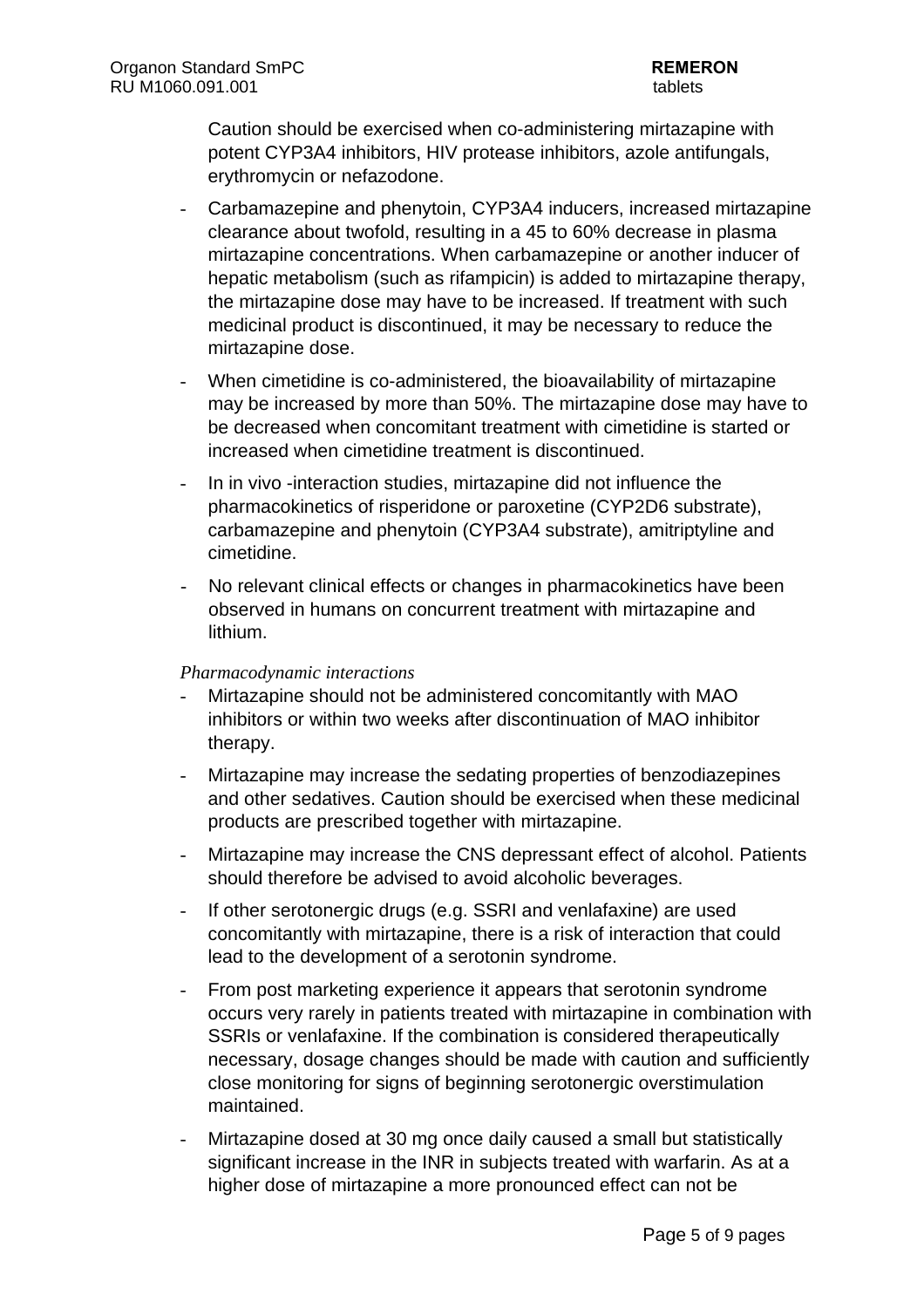Caution should be exercised when co-administering mirtazapine with potent CYP3A4 inhibitors, HIV protease inhibitors, azole antifungals, erythromycin or nefazodone.

- Carbamazepine and phenytoin, CYP3A4 inducers, increased mirtazapine clearance about twofold, resulting in a 45 to 60% decrease in plasma mirtazapine concentrations. When carbamazepine or another inducer of hepatic metabolism (such as rifampicin) is added to mirtazapine therapy, the mirtazapine dose may have to be increased. If treatment with such medicinal product is discontinued, it may be necessary to reduce the mirtazapine dose.
- When cimetidine is co-administered, the bioavailability of mirtazapine may be increased by more than 50%. The mirtazapine dose may have to be decreased when concomitant treatment with cimetidine is started or increased when cimetidine treatment is discontinued.
- In in vivo -interaction studies, mirtazapine did not influence the pharmacokinetics of risperidone or paroxetine (CYP2D6 substrate), carbamazepine and phenytoin (CYP3A4 substrate), amitriptyline and cimetidine.
- No relevant clinical effects or changes in pharmacokinetics have been observed in humans on concurrent treatment with mirtazapine and lithium.

*Pharmacodynamic interactions*

- Mirtazapine should not be administered concomitantly with MAO inhibitors or within two weeks after discontinuation of MAO inhibitor therapy.
- Mirtazapine may increase the sedating properties of benzodiazepines and other sedatives. Caution should be exercised when these medicinal products are prescribed together with mirtazapine.
- Mirtazapine may increase the CNS depressant effect of alcohol. Patients should therefore be advised to avoid alcoholic beverages.
- If other serotonergic drugs (e.g. SSRI and venlafaxine) are used concomitantly with mirtazapine, there is a risk of interaction that could lead to the development of a serotonin syndrome.
- From post marketing experience it appears that serotonin syndrome occurs very rarely in patients treated with mirtazapine in combination with SSRIs or venlafaxine. If the combination is considered therapeutically necessary, dosage changes should be made with caution and sufficiently close monitoring for signs of beginning serotonergic overstimulation maintained.
- Mirtazapine dosed at 30 mg once daily caused a small but statistically significant increase in the INR in subjects treated with warfarin. As at a higher dose of mirtazapine a more pronounced effect can not be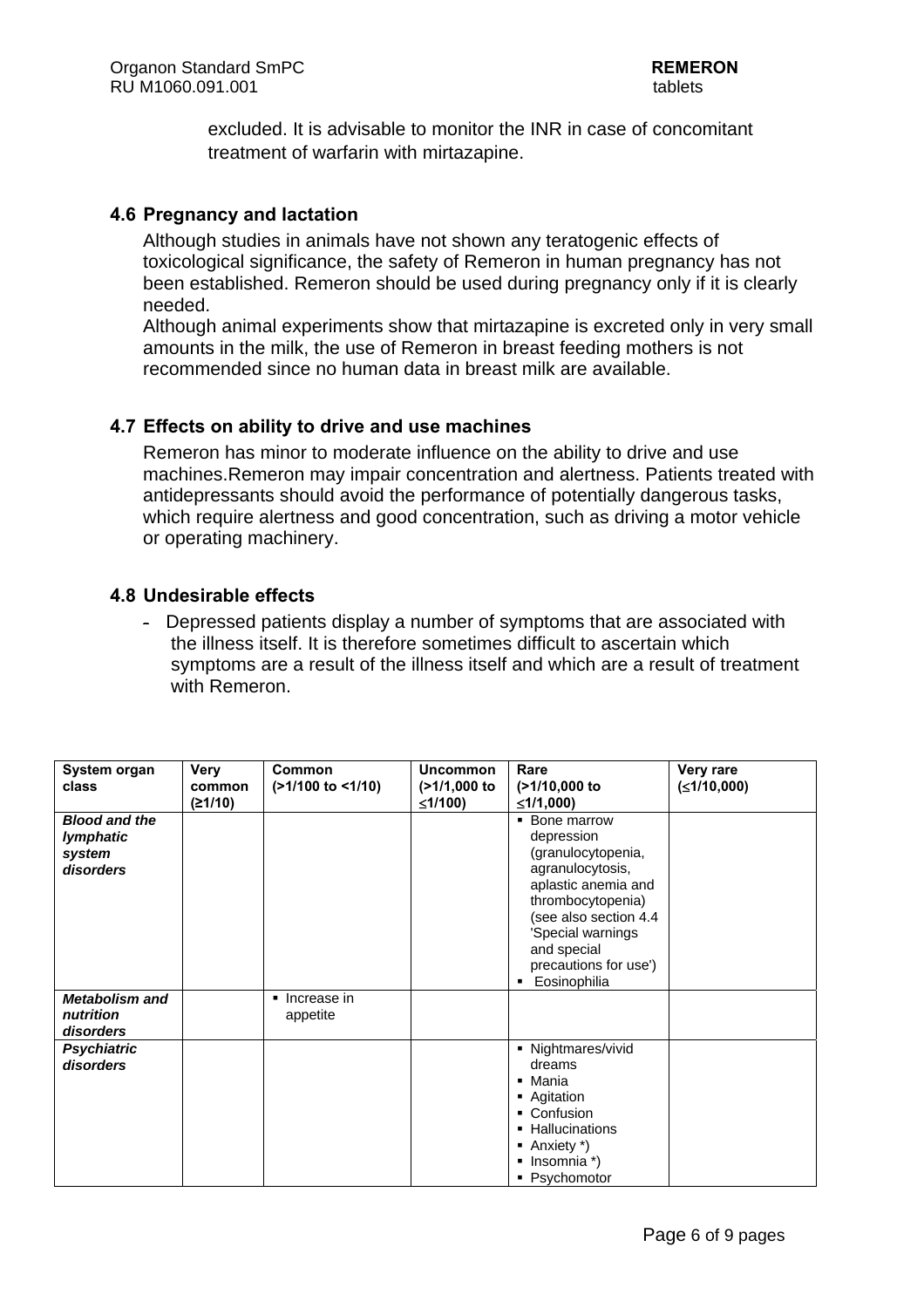excluded. It is advisable to monitor the INR in case of concomitant treatment of warfarin with mirtazapine.

### 4.6 Pregnancy and lactation

Although studies in animals have not shown any teratogenic effects of toxicological significance, the safety of Remeron in human pregnancy has not been established. Remeron should be used during pregnancy only if it is clearly needed.
Although animal experiments show that mirtazapine is excreted only in very small amounts in the milk, the use of Remeron in breast feeding mothers is not recommended since no human data in breast milk are available.

### 4.7 Effects on ability to drive and use machines

Remeron has minor to moderate influence on the ability to drive and use machines.Remeron may impair concentration and alertness. Patients treated with antidepressants should avoid the performance of potentially dangerous tasks, which require alertness and good concentration, such as driving a motor vehicle or operating machinery.

### 4.8 Undesirable effects

- Depressed patients display a number of symptoms that are associated with the illness itself. It is therefore sometimes difficult to ascertain which symptoms are a result of the illness itself and which are a result of treatment with Remeron.

| System organ class | Very common (≥1/10) | Common (>1/100 to <1/10) | Uncommon (>1/1,000 to ≤1/100) | Rare (>1/10,000 to ≤1/1,000) | Very rare (≤1/10,000) |
|---|---|---|---|---|---|
| ***Blood and the lymphatic system disorders*** | | | | ▪ Bone marrow depression (granulocytopenia, agranulocytosis, aplastic anemia and thrombocytopenia) (see also section 4.4 'Special warnings and special precautions for use') ▪ Eosinophilia | |
| ***Metabolism and nutrition disorders*** | | ▪ Increase in appetite | | | |
| ***Psychiatric disorders*** | | | | ▪ Nightmares/vivid dreams ▪ Mania ▪ Agitation ▪ Confusion ▪ Hallucinations ▪ Anxiety *) ▪ Insomnia *) ▪ Psychomotor | |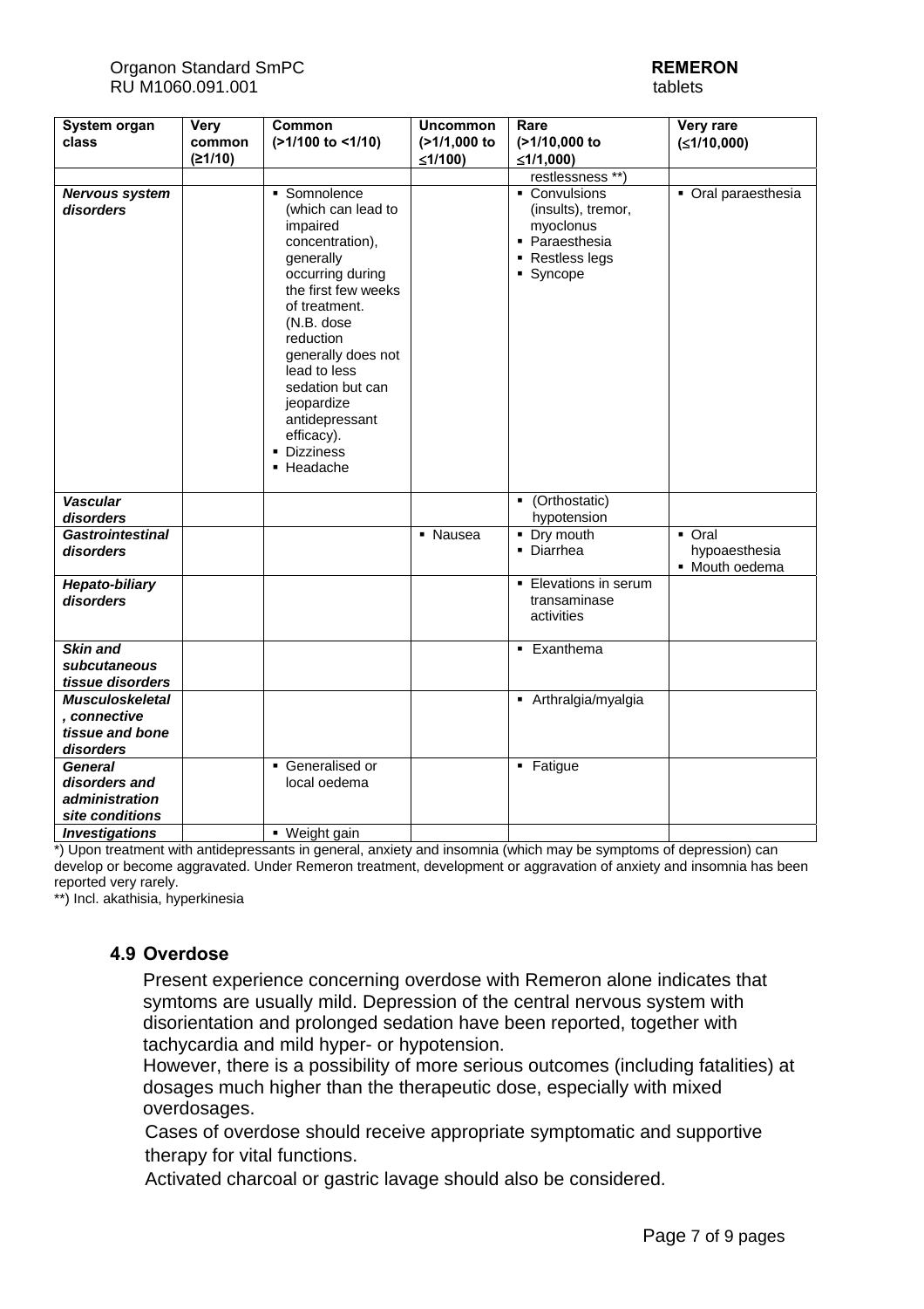| System organ class | Very common (≥1/10) | Common (>1/100 to <1/10) | Uncommon (>1/1,000 to ≤1/100) | Rare (>1/10,000 to ≤1/1,000) | Very rare (≤1/10,000) |
|---|---|---|---|---|---|
| | | | | restlessness **) | |
| ***Nervous system disorders*** | | ▪ Somnolence (which can lead to impaired concentration), generally occurring during the first few weeks of treatment. (N.B. dose reduction generally does not lead to less sedation but can jeopardize antidepressant efficacy).<br>▪ Dizziness<br>▪ Headache | | ▪ Convulsions (insults), tremor, myoclonus<br>▪ Paraesthesia<br>▪ Restless legs<br>▪ Syncope | ▪ Oral paraesthesia |
| ***Vascular disorders*** | | | | ▪ (Orthostatic) hypotension | |
| ***Gastrointestinal disorders*** | | | ▪ Nausea | ▪ Dry mouth<br>▪ Diarrhea | ▪ Oral hypoaesthesia<br>▪ Mouth oedema |
| ***Hepato-biliary disorders*** | | | | ▪ Elevations in serum transaminase activities | |
| ***Skin and subcutaneous tissue disorders*** | | | | ▪ Exanthema | |
| ***Musculoskeletal, connective tissue and bone disorders*** | | | | ▪ Arthralgia/myalgia | |
| ***General disorders and administration site conditions*** | | ▪ Generalised or local oedema | | ▪ Fatigue | |
| ***Investigations*** | | ▪ Weight gain | | | |

*) Upon treatment with antidepressants in general, anxiety and insomnia (which may be symptoms of depression) can develop or become aggravated. Under Remeron treatment, development or aggravation of anxiety and insomnia has been reported very rarely.

**) Incl. akathisia, hyperkinesia

### 4.9 Overdose

Present experience concerning overdose with Remeron alone indicates that symtoms are usually mild. Depression of the central nervous system with disorientation and prolonged sedation have been reported, together with tachycardia and mild hyper- or hypotension.

However, there is a possibility of more serious outcomes (including fatalities) at dosages much higher than the therapeutic dose, especially with mixed overdosages.

Cases of overdose should receive appropriate symptomatic and supportive therapy for vital functions.

Activated charcoal or gastric lavage should also be considered.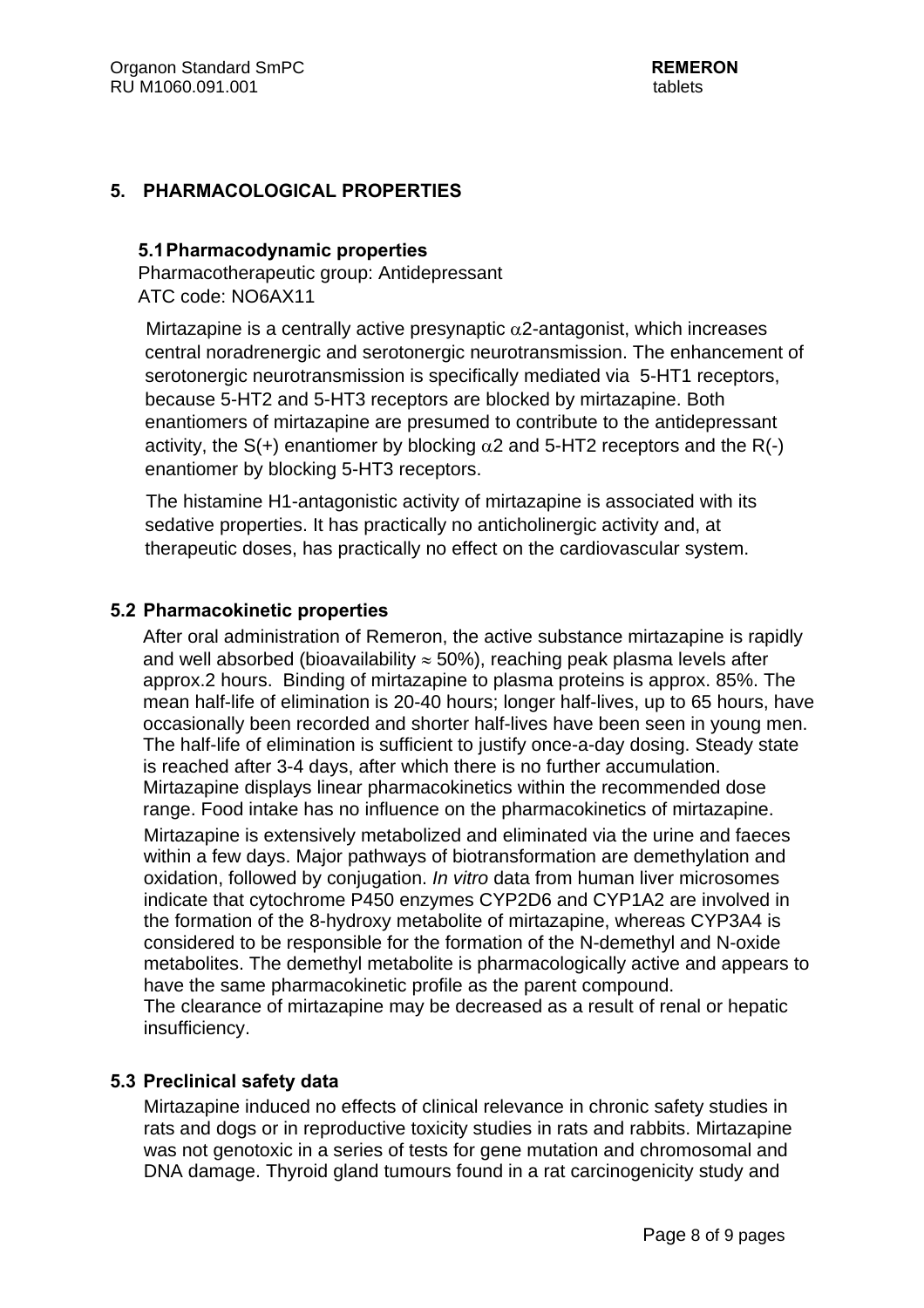## 5. PHARMACOLOGICAL PROPERTIES

### 5.1 Pharmacodynamic properties

Pharmacotherapeutic group: Antidepressant
ATC code: NO6AX11

Mirtazapine is a centrally active presynaptic $\alpha$2-antagonist, which increases central noradrenergic and serotonergic neurotransmission. The enhancement of serotonergic neurotransmission is specifically mediated via 5-HT1 receptors, because 5-HT2 and 5-HT3 receptors are blocked by mirtazapine. Both enantiomers of mirtazapine are presumed to contribute to the antidepressant activity, the S(+) enantiomer by blocking $\alpha$2 and 5-HT2 receptors and the R(-) enantiomer by blocking 5-HT3 receptors.

The histamine H1-antagonistic activity of mirtazapine is associated with its sedative properties. It has practically no anticholinergic activity and, at therapeutic doses, has practically no effect on the cardiovascular system.

### 5.2 Pharmacokinetic properties

After oral administration of Remeron, the active substance mirtazapine is rapidly and well absorbed (bioavailability $\approx$ 50%), reaching peak plasma levels after approx.2 hours. Binding of mirtazapine to plasma proteins is approx. 85%. The mean half-life of elimination is 20-40 hours; longer half-lives, up to 65 hours, have occasionally been recorded and shorter half-lives have been seen in young men. The half-life of elimination is sufficient to justify once-a-day dosing. Steady state is reached after 3-4 days, after which there is no further accumulation. Mirtazapine displays linear pharmacokinetics within the recommended dose range. Food intake has no influence on the pharmacokinetics of mirtazapine.

Mirtazapine is extensively metabolized and eliminated via the urine and faeces within a few days. Major pathways of biotransformation are demethylation and oxidation, followed by conjugation. *In vitro* data from human liver microsomes indicate that cytochrome P450 enzymes CYP2D6 and CYP1A2 are involved in the formation of the 8-hydroxy metabolite of mirtazapine, whereas CYP3A4 is considered to be responsible for the formation of the N-demethyl and N-oxide metabolites. The demethyl metabolite is pharmacologically active and appears to have the same pharmacokinetic profile as the parent compound.
The clearance of mirtazapine may be decreased as a result of renal or hepatic insufficiency.

### 5.3 Preclinical safety data

Mirtazapine induced no effects of clinical relevance in chronic safety studies in rats and dogs or in reproductive toxicity studies in rats and rabbits. Mirtazapine was not genotoxic in a series of tests for gene mutation and chromosomal and DNA damage. Thyroid gland tumours found in a rat carcinogenicity study and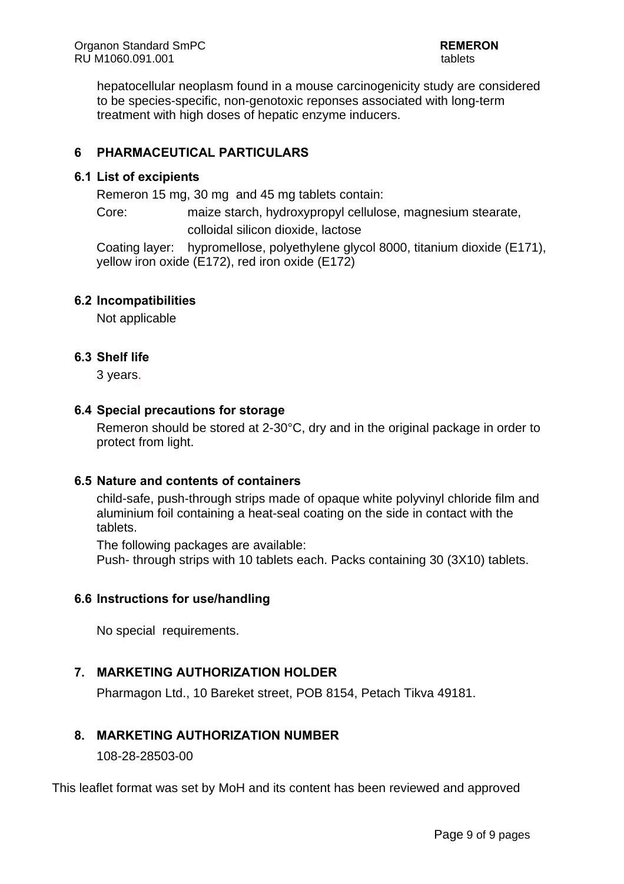hepatocellular neoplasm found in a mouse carcinogenicity study are considered to be species-specific, non-genotoxic reponses associated with long-term treatment with high doses of hepatic enzyme inducers.

## 6 PHARMACEUTICAL PARTICULARS

### 6.1 List of excipients

Remeron 15 mg, 30 mg and 45 mg tablets contain:

Core: maize starch, hydroxypropyl cellulose, magnesium stearate, colloidal silicon dioxide, lactose

Coating layer: hypromellose, polyethylene glycol 8000, titanium dioxide (E171), yellow iron oxide (E172), red iron oxide (E172)

### 6.2 Incompatibilities

Not applicable

### 6.3 Shelf life

3 years.

### 6.4 Special precautions for storage

Remeron should be stored at 2-30°C, dry and in the original package in order to protect from light.

### 6.5 Nature and contents of containers

child-safe, push-through strips made of opaque white polyvinyl chloride film and aluminium foil containing a heat-seal coating on the side in contact with the tablets.

The following packages are available:
Push- through strips with 10 tablets each. Packs containing 30 (3X10) tablets.

### 6.6 Instructions for use/handling

No special requirements.

## 7. MARKETING AUTHORIZATION HOLDER

Pharmagon Ltd., 10 Bareket street, POB 8154, Petach Tikva 49181.

## 8. MARKETING AUTHORIZATION NUMBER

108-28-28503-00

This leaflet format was set by MoH and its content has been reviewed and approved